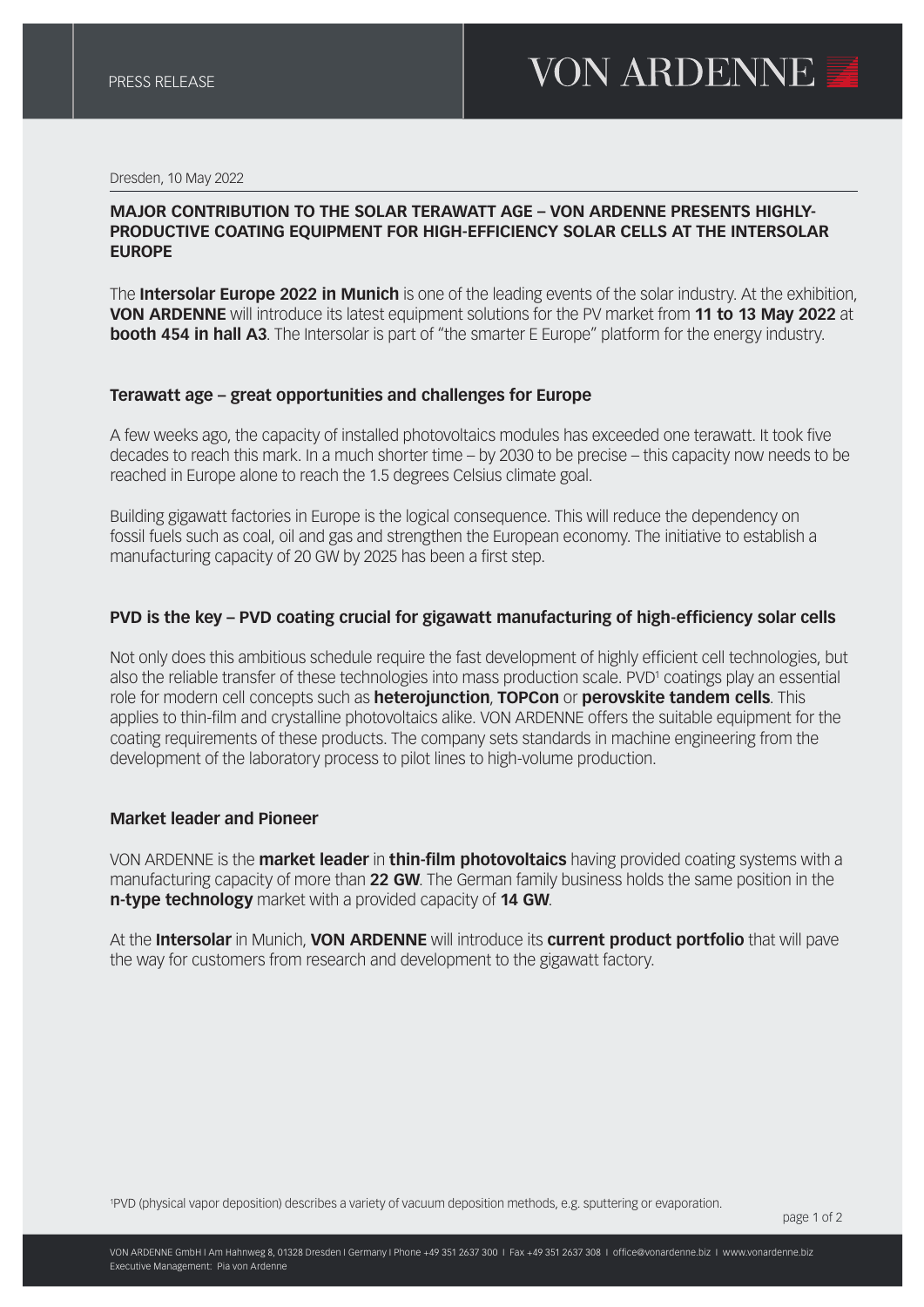PRESS RELEASE

Dresden, 10 May 2022

# MAJOR CONTRIBUTION TO THE SOLAR TERAWATT AGE – VON ARDENNE PRESENTS HIGHLY-PRODUCTIVE COATING EQUIPMENT FOR HIGH-EFFICIENCY SOLAR CELLS AT THE INTERSOLAR EUROPE

The **Intersolar Europe 2022 in Munich** is one of the leading events of the solar industry. At the exhibition, **VON ARDENNE** will introduce its latest equipment solutions for the PV market from **11 to 13 May 2022** at **booth 454 in hall A3**. The Intersolar is part of "the smarter E Europe" platform for the energy industry.

## Terawatt age – great opportunities and challenges for Europe

A few weeks ago, the capacity of installed photovoltaics modules has exceeded one terawatt. It took five decades to reach this mark. In a much shorter time – by 2030 to be precise – this capacity now needs to be reached in Europe alone to reach the 1.5 degrees Celsius climate goal.

Building gigawatt factories in Europe is the logical consequence. This will reduce the dependency on fossil fuels such as coal, oil and gas and strengthen the European economy. The initiative to establish a manufacturing capacity of 20 GW by 2025 has been a first step.

## PVD is the key – PVD coating crucial for gigawatt manufacturing of high-efficiency solar cells

Not only does this ambitious schedule require the fast development of highly efficient cell technologies, but also the reliable transfer of these technologies into mass production scale. PVD[1] coatings play an essential role for modern cell concepts such as **heterojunction**, **TOPCon** or **perovskite tandem cells**. This applies to thin-film and crystalline photovoltaics alike. VON ARDENNE offers the suitable equipment for the coating requirements of these products. The company sets standards in machine engineering from the development of the laboratory process to pilot lines to high-volume production.

## Market leader and Pioneer

VON ARDENNE is the **market leader** in **thin-film photovoltaics** having provided coating systems with a manufacturing capacity of more than **22 GW**. The German family business holds the same position in the **n-type technology** market with a provided capacity of **14 GW**.

At the **Intersolar** in Munich, **VON ARDENNE** will introduce its **current product portfolio** that will pave the way for customers from research and development to the gigawatt factory.

[1]PVD (physical vapor deposition) describes a variety of vacuum deposition methods, e.g. sputtering or evaporation.

VON ARDENNE GmbH I Am Hahnweg 8, 01328 Dresden I Germany I Phone +49 351 2637 300 I Fax +49 351 2637 308 I office@vonardenne.biz I www.vonardenne.biz
Executive Management: Pia von Ardenne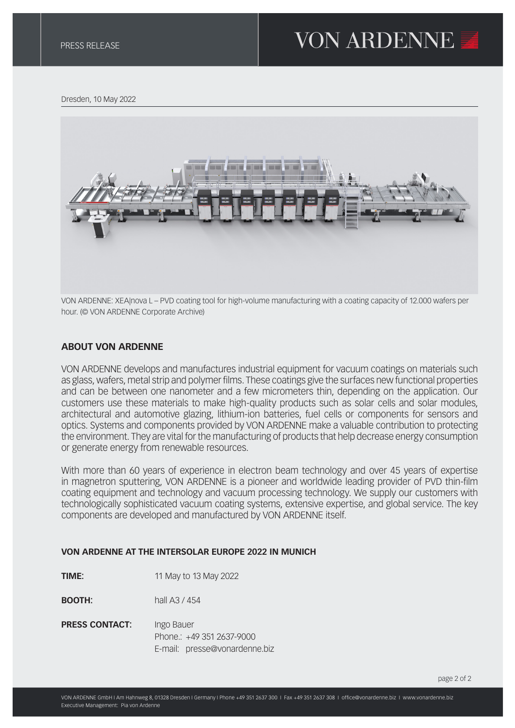Dresden, 10 May 2022

VON ARDENNE: XEA|nova L – PVD coating tool for high-volume manufacturing with a coating capacity of 12.000 wafers per hour. (© VON ARDENNE Corporate Archive)

## ABOUT VON ARDENNE

VON ARDENNE develops and manufactures industrial equipment for vacuum coatings on materials such as glass, wafers, metal strip and polymer films. These coatings give the surfaces new functional properties and can be between one nanometer and a few micrometers thin, depending on the application. Our customers use these materials to make high-quality products such as solar cells and solar modules, architectural and automotive glazing, lithium-ion batteries, fuel cells or components for sensors and optics. Systems and components provided by VON ARDENNE make a valuable contribution to protecting the environment. They are vital for the manufacturing of products that help decrease energy consumption or generate energy from renewable resources.

With more than 60 years of experience in electron beam technology and over 45 years of expertise in magnetron sputtering, VON ARDENNE is a pioneer and worldwide leading provider of PVD thin-film coating equipment and technology and vacuum processing technology. We supply our customers with technologically sophisticated vacuum coating systems, extensive expertise, and global service. The key components are developed and manufactured by VON ARDENNE itself.

### VON ARDENNE AT THE INTERSOLAR EUROPE 2022 IN MUNICH

**TIME:** 11 May to 13 May 2022

**BOOTH:** hall A3 / 454

**PRESS CONTACT:** Ingo Bauer
Phone.: +49 351 2637-9000
E-mail: presse@vonardenne.biz

VON ARDENNE GmbH I Am Hahnweg 8, 01328 Dresden I Germany I Phone +49 351 2637 300 I Fax +49 351 2637 308 I office@vonardenne.biz I www.vonardenne.biz
Executive Management: Pia von Ardenne